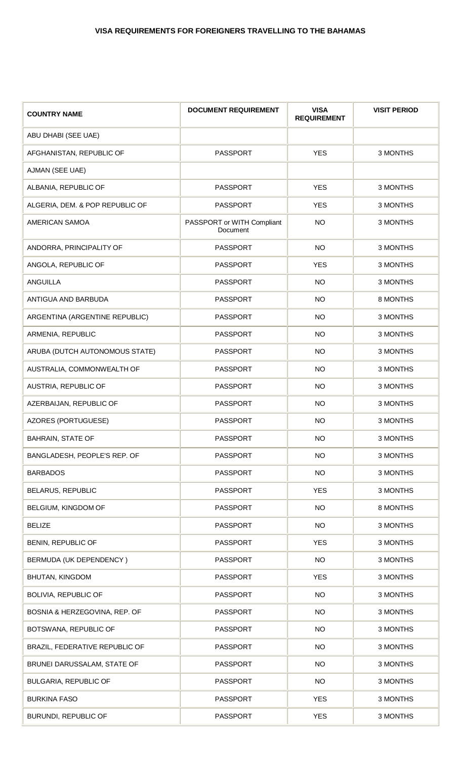# VISA REQUIREMENTS FOR FOREIGNERS TRAVELLING TO THE BAHAMAS

| COUNTRY NAME | DOCUMENT REQUIREMENT | VISA REQUIREMENT | VISIT PERIOD |
|---|---|---|---|
| ABU DHABI (SEE UAE) | | | |
| AFGHANISTAN, REPUBLIC OF | PASSPORT | YES | 3 MONTHS |
| AJMAN (SEE UAE) | | | |
| ALBANIA, REPUBLIC OF | PASSPORT | YES | 3 MONTHS |
| ALGERIA, DEM. & POP REPUBLIC OF | PASSPORT | YES | 3 MONTHS |
| AMERICAN SAMOA | PASSPORT or WITH Compliant Document | NO | 3 MONTHS |
| ANDORRA, PRINCIPALITY OF | PASSPORT | NO | 3 MONTHS |
| ANGOLA, REPUBLIC OF | PASSPORT | YES | 3 MONTHS |
| ANGUILLA | PASSPORT | NO | 3 MONTHS |
| ANTIGUA AND BARBUDA | PASSPORT | NO | 8 MONTHS |
| ARGENTINA (ARGENTINE REPUBLIC) | PASSPORT | NO | 3 MONTHS |
| ARMENIA, REPUBLIC | PASSPORT | NO | 3 MONTHS |
| ARUBA (DUTCH AUTONOMOUS STATE) | PASSPORT | NO | 3 MONTHS |
| AUSTRALIA, COMMONWEALTH OF | PASSPORT | NO | 3 MONTHS |
| AUSTRIA, REPUBLIC OF | PASSPORT | NO | 3 MONTHS |
| AZERBAIJAN, REPUBLIC OF | PASSPORT | NO | 3 MONTHS |
| AZORES (PORTUGUESE) | PASSPORT | NO | 3 MONTHS |
| BAHRAIN, STATE OF | PASSPORT | NO | 3 MONTHS |
| BANGLADESH, PEOPLE'S REP. OF | PASSPORT | NO | 3 MONTHS |
| BARBADOS | PASSPORT | NO | 3 MONTHS |
| BELARUS, REPUBLIC | PASSPORT | YES | 3 MONTHS |
| BELGIUM, KINGDOM OF | PASSPORT | NO | 8 MONTHS |
| BELIZE | PASSPORT | NO | 3 MONTHS |
| BENIN, REPUBLIC OF | PASSPORT | YES | 3 MONTHS |
| BERMUDA (UK DEPENDENCY ) | PASSPORT | NO | 3 MONTHS |
| BHUTAN, KINGDOM | PASSPORT | YES | 3 MONTHS |
| BOLIVIA, REPUBLIC OF | PASSPORT | NO | 3 MONTHS |
| BOSNIA & HERZEGOVINA, REP. OF | PASSPORT | NO | 3 MONTHS |
| BOTSWANA, REPUBLIC OF | PASSPORT | NO | 3 MONTHS |
| BRAZIL, FEDERATIVE REPUBLIC OF | PASSPORT | NO | 3 MONTHS |
| BRUNEI DARUSSALAM, STATE OF | PASSPORT | NO | 3 MONTHS |
| BULGARIA, REPUBLIC OF | PASSPORT | NO | 3 MONTHS |
| BURKINA FASO | PASSPORT | YES | 3 MONTHS |
| BURUNDI, REPUBLIC OF | PASSPORT | YES | 3 MONTHS |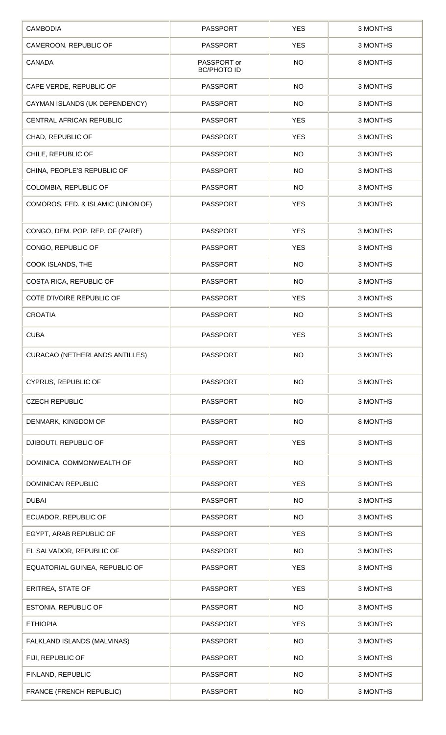| CAMBODIA | PASSPORT | YES | 3 MONTHS |
|---|---|---|---|
| CAMEROON. REPUBLIC OF | PASSPORT | YES | 3 MONTHS |
| CANADA | PASSPORT or BC/PHOTO ID | NO | 8 MONTHS |
| CAPE VERDE, REPUBLIC OF | PASSPORT | NO | 3 MONTHS |
| CAYMAN ISLANDS (UK DEPENDENCY) | PASSPORT | NO | 3 MONTHS |
| CENTRAL AFRICAN REPUBLIC | PASSPORT | YES | 3 MONTHS |
| CHAD, REPUBLIC OF | PASSPORT | YES | 3 MONTHS |
| CHILE, REPUBLIC OF | PASSPORT | NO | 3 MONTHS |
| CHINA, PEOPLE'S REPUBLIC OF | PASSPORT | NO | 3 MONTHS |
| COLOMBIA, REPUBLIC OF | PASSPORT | NO | 3 MONTHS |
| COMOROS, FED. & ISLAMIC (UNION OF) | PASSPORT | YES | 3 MONTHS |
| CONGO, DEM. POP. REP. OF (ZAIRE) | PASSPORT | YES | 3 MONTHS |
| CONGO, REPUBLIC OF | PASSPORT | YES | 3 MONTHS |
| COOK ISLANDS, THE | PASSPORT | NO | 3 MONTHS |
| COSTA RICA, REPUBLIC OF | PASSPORT | NO | 3 MONTHS |
| COTE D'IVOIRE REPUBLIC OF | PASSPORT | YES | 3 MONTHS |
| CROATIA | PASSPORT | NO | 3 MONTHS |
| CUBA | PASSPORT | YES | 3 MONTHS |
| CURACAO (NETHERLANDS ANTILLES) | PASSPORT | NO | 3 MONTHS |
| CYPRUS, REPUBLIC OF | PASSPORT | NO | 3 MONTHS |
| CZECH REPUBLIC | PASSPORT | NO | 3 MONTHS |
| DENMARK, KINGDOM OF | PASSPORT | NO | 8 MONTHS |
| DJIBOUTI, REPUBLIC OF | PASSPORT | YES | 3 MONTHS |
| DOMINICA, COMMONWEALTH OF | PASSPORT | NO | 3 MONTHS |
| DOMINICAN REPUBLIC | PASSPORT | YES | 3 MONTHS |
| DUBAI | PASSPORT | NO | 3 MONTHS |
| ECUADOR, REPUBLIC OF | PASSPORT | NO | 3 MONTHS |
| EGYPT, ARAB REPUBLIC OF | PASSPORT | YES | 3 MONTHS |
| EL SALVADOR, REPUBLIC OF | PASSPORT | NO | 3 MONTHS |
| EQUATORIAL GUINEA, REPUBLIC OF | PASSPORT | YES | 3 MONTHS |
| ERITREA, STATE OF | PASSPORT | YES | 3 MONTHS |
| ESTONIA, REPUBLIC OF | PASSPORT | NO | 3 MONTHS |
| ETHIOPIA | PASSPORT | YES | 3 MONTHS |
| FALKLAND ISLANDS (MALVINAS) | PASSPORT | NO | 3 MONTHS |
| FIJI, REPUBLIC OF | PASSPORT | NO | 3 MONTHS |
| FINLAND, REPUBLIC | PASSPORT | NO | 3 MONTHS |
| FRANCE (FRENCH REPUBLIC) | PASSPORT | NO | 3 MONTHS |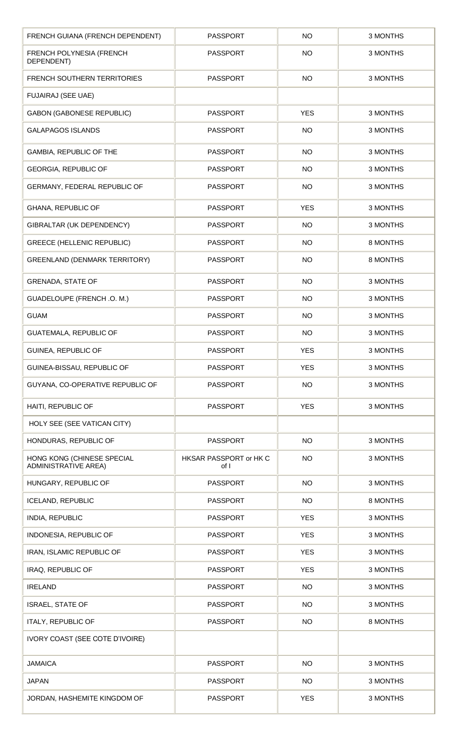| FRENCH GUIANA (FRENCH DEPENDENT) | PASSPORT | NO | 3 MONTHS |
|---|---|---|---|
| FRENCH POLYNESIA (FRENCH DEPENDENT) | PASSPORT | NO | 3 MONTHS |
| FRENCH SOUTHERN TERRITORIES | PASSPORT | NO | 3 MONTHS |
| FUJAIRAJ (SEE UAE) | | | |
| GABON (GABONESE REPUBLIC) | PASSPORT | YES | 3 MONTHS |
| GALAPAGOS ISLANDS | PASSPORT | NO | 3 MONTHS |
| GAMBIA, REPUBLIC OF THE | PASSPORT | NO | 3 MONTHS |
| GEORGIA, REPUBLIC OF | PASSPORT | NO | 3 MONTHS |
| GERMANY, FEDERAL REPUBLIC OF | PASSPORT | NO | 3 MONTHS |
| GHANA, REPUBLIC OF | PASSPORT | YES | 3 MONTHS |
| GIBRALTAR (UK DEPENDENCY) | PASSPORT | NO | 3 MONTHS |
| GREECE (HELLENIC REPUBLIC) | PASSPORT | NO | 8 MONTHS |
| GREENLAND (DENMARK TERRITORY) | PASSPORT | NO | 8 MONTHS |
| GRENADA, STATE OF | PASSPORT | NO | 3 MONTHS |
| GUADELOUPE (FRENCH .O. M.) | PASSPORT | NO | 3 MONTHS |
| GUAM | PASSPORT | NO | 3 MONTHS |
| GUATEMALA, REPUBLIC OF | PASSPORT | NO | 3 MONTHS |
| GUINEA, REPUBLIC OF | PASSPORT | YES | 3 MONTHS |
| GUINEA-BISSAU, REPUBLIC OF | PASSPORT | YES | 3 MONTHS |
| GUYANA, CO-OPERATIVE REPUBLIC OF | PASSPORT | NO | 3 MONTHS |
| HAITI, REPUBLIC OF | PASSPORT | YES | 3 MONTHS |
| HOLY SEE (SEE VATICAN CITY) | | | |
| HONDURAS, REPUBLIC OF | PASSPORT | NO | 3 MONTHS |
| HONG KONG (CHINESE SPECIAL ADMINISTRATIVE AREA) | HKSAR PASSPORT or HK C of I | NO | 3 MONTHS |
| HUNGARY, REPUBLIC OF | PASSPORT | NO | 3 MONTHS |
| ICELAND, REPUBLIC | PASSPORT | NO | 8 MONTHS |
| INDIA, REPUBLIC | PASSPORT | YES | 3 MONTHS |
| INDONESIA, REPUBLIC OF | PASSPORT | YES | 3 MONTHS |
| IRAN, ISLAMIC REPUBLIC OF | PASSPORT | YES | 3 MONTHS |
| IRAQ, REPUBLIC OF | PASSPORT | YES | 3 MONTHS |
| IRELAND | PASSPORT | NO | 3 MONTHS |
| ISRAEL, STATE OF | PASSPORT | NO | 3 MONTHS |
| ITALY, REPUBLIC OF | PASSPORT | NO | 8 MONTHS |
| IVORY COAST (SEE COTE D'IVOIRE) | | | |
| JAMAICA | PASSPORT | NO | 3 MONTHS |
| JAPAN | PASSPORT | NO | 3 MONTHS |
| JORDAN, HASHEMITE KINGDOM OF | PASSPORT | YES | 3 MONTHS |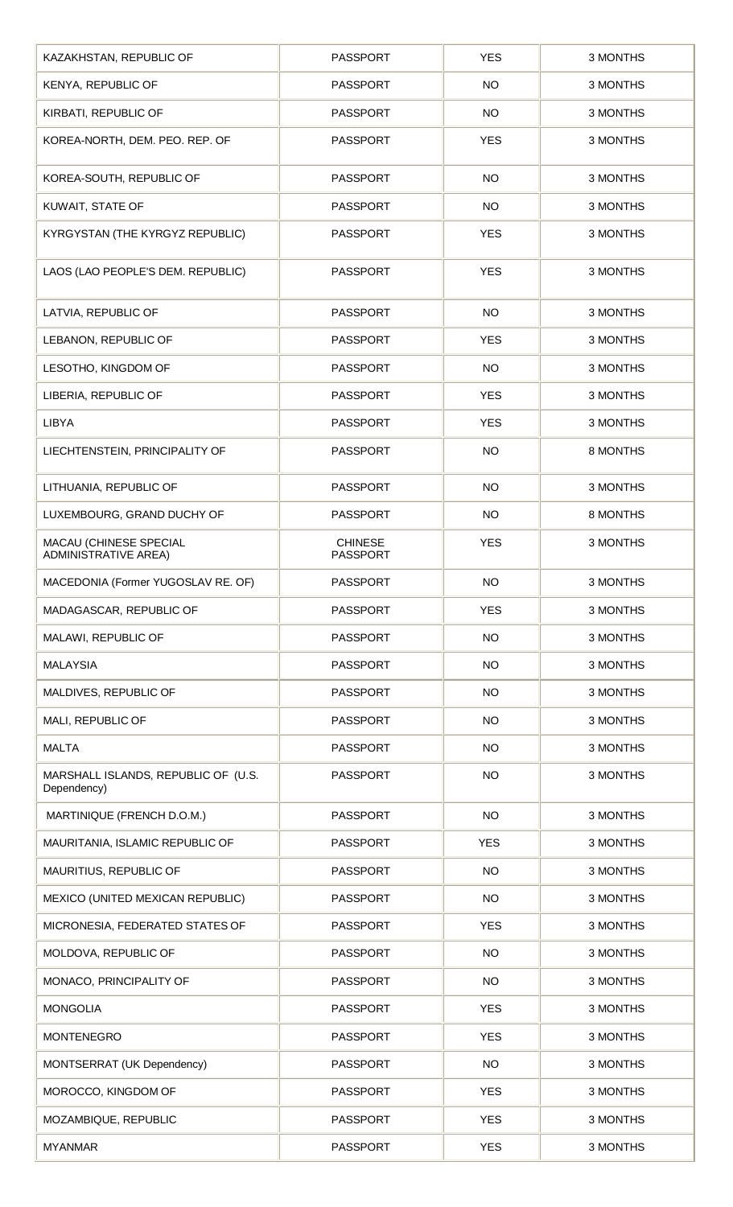| KAZAKHSTAN, REPUBLIC OF | PASSPORT | YES | 3 MONTHS |
|---|---|---|---|
| KENYA, REPUBLIC OF | PASSPORT | NO | 3 MONTHS |
| KIRBATI, REPUBLIC OF | PASSPORT | NO | 3 MONTHS |
| KOREA-NORTH, DEM. PEO. REP. OF | PASSPORT | YES | 3 MONTHS |
| KOREA-SOUTH, REPUBLIC OF | PASSPORT | NO | 3 MONTHS |
| KUWAIT, STATE OF | PASSPORT | NO | 3 MONTHS |
| KYRGYSTAN (THE KYRGYZ REPUBLIC) | PASSPORT | YES | 3 MONTHS |
| LAOS (LAO PEOPLE'S DEM. REPUBLIC) | PASSPORT | YES | 3 MONTHS |
| LATVIA, REPUBLIC OF | PASSPORT | NO | 3 MONTHS |
| LEBANON, REPUBLIC OF | PASSPORT | YES | 3 MONTHS |
| LESOTHO, KINGDOM OF | PASSPORT | NO | 3 MONTHS |
| LIBERIA, REPUBLIC OF | PASSPORT | YES | 3 MONTHS |
| LIBYA | PASSPORT | YES | 3 MONTHS |
| LIECHTENSTEIN, PRINCIPALITY OF | PASSPORT | NO | 8 MONTHS |
| LITHUANIA, REPUBLIC OF | PASSPORT | NO | 3 MONTHS |
| LUXEMBOURG, GRAND DUCHY OF | PASSPORT | NO | 8 MONTHS |
| MACAU (CHINESE SPECIAL ADMINISTRATIVE AREA) | CHINESE PASSPORT | YES | 3 MONTHS |
| MACEDONIA (Former YUGOSLAV RE. OF) | PASSPORT | NO | 3 MONTHS |
| MADAGASCAR, REPUBLIC OF | PASSPORT | YES | 3 MONTHS |
| MALAWI, REPUBLIC OF | PASSPORT | NO | 3 MONTHS |
| MALAYSIA | PASSPORT | NO | 3 MONTHS |
| MALDIVES, REPUBLIC OF | PASSPORT | NO | 3 MONTHS |
| MALI, REPUBLIC OF | PASSPORT | NO | 3 MONTHS |
| MALTA | PASSPORT | NO | 3 MONTHS |
| MARSHALL ISLANDS, REPUBLIC OF (U.S. Dependency) | PASSPORT | NO | 3 MONTHS |
| MARTINIQUE (FRENCH D.O.M.) | PASSPORT | NO | 3 MONTHS |
| MAURITANIA, ISLAMIC REPUBLIC OF | PASSPORT | YES | 3 MONTHS |
| MAURITIUS, REPUBLIC OF | PASSPORT | NO | 3 MONTHS |
| MEXICO (UNITED MEXICAN REPUBLIC) | PASSPORT | NO | 3 MONTHS |
| MICRONESIA, FEDERATED STATES OF | PASSPORT | YES | 3 MONTHS |
| MOLDOVA, REPUBLIC OF | PASSPORT | NO | 3 MONTHS |
| MONACO, PRINCIPALITY OF | PASSPORT | NO | 3 MONTHS |
| MONGOLIA | PASSPORT | YES | 3 MONTHS |
| MONTENEGRO | PASSPORT | YES | 3 MONTHS |
| MONTSERRAT (UK Dependency) | PASSPORT | NO | 3 MONTHS |
| MOROCCO, KINGDOM OF | PASSPORT | YES | 3 MONTHS |
| MOZAMBIQUE, REPUBLIC | PASSPORT | YES | 3 MONTHS |
| MYANMAR | PASSPORT | YES | 3 MONTHS |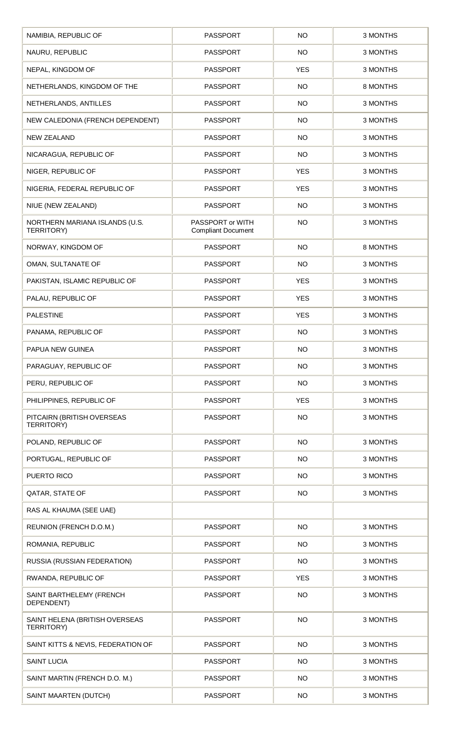| | | | |
|---|---|---|---|
| NAMIBIA, REPUBLIC OF | PASSPORT | NO | 3 MONTHS |
| NAURU, REPUBLIC | PASSPORT | NO | 3 MONTHS |
| NEPAL, KINGDOM OF | PASSPORT | YES | 3 MONTHS |
| NETHERLANDS, KINGDOM OF THE | PASSPORT | NO | 8 MONTHS |
| NETHERLANDS, ANTILLES | PASSPORT | NO | 3 MONTHS |
| NEW CALEDONIA (FRENCH DEPENDENT) | PASSPORT | NO | 3 MONTHS |
| NEW ZEALAND | PASSPORT | NO | 3 MONTHS |
| NICARAGUA, REPUBLIC OF | PASSPORT | NO | 3 MONTHS |
| NIGER, REPUBLIC OF | PASSPORT | YES | 3 MONTHS |
| NIGERIA, FEDERAL REPUBLIC OF | PASSPORT | YES | 3 MONTHS |
| NIUE (NEW ZEALAND) | PASSPORT | NO | 3 MONTHS |
| NORTHERN MARIANA ISLANDS (U.S. TERRITORY) | PASSPORT or WITH Compliant Document | NO | 3 MONTHS |
| NORWAY, KINGDOM OF | PASSPORT | NO | 8 MONTHS |
| OMAN, SULTANATE OF | PASSPORT | NO | 3 MONTHS |
| PAKISTAN, ISLAMIC REPUBLIC OF | PASSPORT | YES | 3 MONTHS |
| PALAU, REPUBLIC OF | PASSPORT | YES | 3 MONTHS |
| PALESTINE | PASSPORT | YES | 3 MONTHS |
| PANAMA, REPUBLIC OF | PASSPORT | NO | 3 MONTHS |
| PAPUA NEW GUINEA | PASSPORT | NO | 3 MONTHS |
| PARAGUAY, REPUBLIC OF | PASSPORT | NO | 3 MONTHS |
| PERU, REPUBLIC OF | PASSPORT | NO | 3 MONTHS |
| PHILIPPINES, REPUBLIC OF | PASSPORT | YES | 3 MONTHS |
| PITCAIRN (BRITISH OVERSEAS TERRITORY) | PASSPORT | NO | 3 MONTHS |
| POLAND, REPUBLIC OF | PASSPORT | NO | 3 MONTHS |
| PORTUGAL, REPUBLIC OF | PASSPORT | NO | 3 MONTHS |
| PUERTO RICO | PASSPORT | NO | 3 MONTHS |
| QATAR, STATE OF | PASSPORT | NO | 3 MONTHS |
| RAS AL KHAUMA (SEE UAE) | | | |
| REUNION (FRENCH D.O.M.) | PASSPORT | NO | 3 MONTHS |
| ROMANIA, REPUBLIC | PASSPORT | NO | 3 MONTHS |
| RUSSIA (RUSSIAN FEDERATION) | PASSPORT | NO | 3 MONTHS |
| RWANDA, REPUBLIC OF | PASSPORT | YES | 3 MONTHS |
| SAINT BARTHELEMY (FRENCH DEPENDENT) | PASSPORT | NO | 3 MONTHS |
| SAINT HELENA (BRITISH OVERSEAS TERRITORY) | PASSPORT | NO | 3 MONTHS |
| SAINT KITTS & NEVIS, FEDERATION OF | PASSPORT | NO | 3 MONTHS |
| SAINT LUCIA | PASSPORT | NO | 3 MONTHS |
| SAINT MARTIN (FRENCH D.O. M.) | PASSPORT | NO | 3 MONTHS |
| SAINT MAARTEN (DUTCH) | PASSPORT | NO | 3 MONTHS |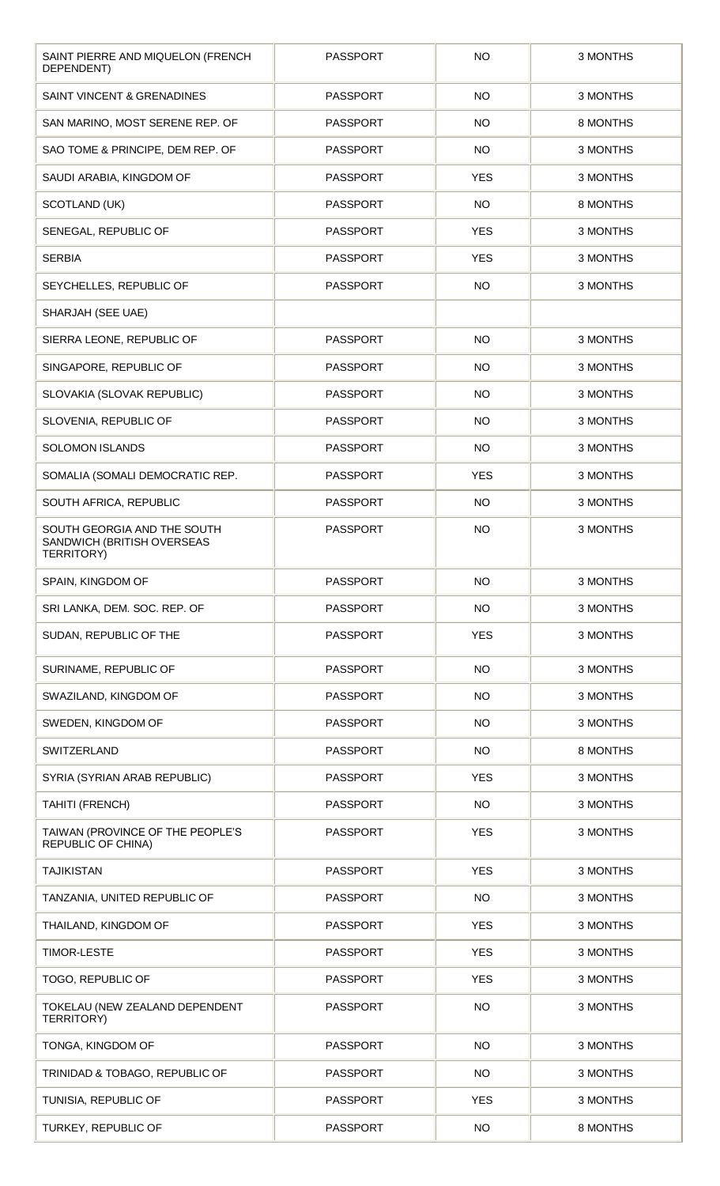| | | | |
|---|---|---|---|
| SAINT PIERRE AND MIQUELON (FRENCH DEPENDENT) | PASSPORT | NO | 3 MONTHS |
| SAINT VINCENT & GRENADINES | PASSPORT | NO | 3 MONTHS |
| SAN MARINO, MOST SERENE REP. OF | PASSPORT | NO | 8 MONTHS |
| SAO TOME & PRINCIPE, DEM REP. OF | PASSPORT | NO | 3 MONTHS |
| SAUDI ARABIA, KINGDOM OF | PASSPORT | YES | 3 MONTHS |
| SCOTLAND (UK) | PASSPORT | NO | 8 MONTHS |
| SENEGAL, REPUBLIC OF | PASSPORT | YES | 3 MONTHS |
| SERBIA | PASSPORT | YES | 3 MONTHS |
| SEYCHELLES, REPUBLIC OF | PASSPORT | NO | 3 MONTHS |
| SHARJAH (SEE UAE) | | | |
| SIERRA LEONE, REPUBLIC OF | PASSPORT | NO | 3 MONTHS |
| SINGAPORE, REPUBLIC OF | PASSPORT | NO | 3 MONTHS |
| SLOVAKIA (SLOVAK REPUBLIC) | PASSPORT | NO | 3 MONTHS |
| SLOVENIA, REPUBLIC OF | PASSPORT | NO | 3 MONTHS |
| SOLOMON ISLANDS | PASSPORT | NO | 3 MONTHS |
| SOMALIA (SOMALI DEMOCRATIC REP. | PASSPORT | YES | 3 MONTHS |
| SOUTH AFRICA, REPUBLIC | PASSPORT | NO | 3 MONTHS |
| SOUTH GEORGIA AND THE SOUTH SANDWICH (BRITISH OVERSEAS TERRITORY) | PASSPORT | NO | 3 MONTHS |
| SPAIN, KINGDOM OF | PASSPORT | NO | 3 MONTHS |
| SRI LANKA, DEM. SOC. REP. OF | PASSPORT | NO | 3 MONTHS |
| SUDAN, REPUBLIC OF THE | PASSPORT | YES | 3 MONTHS |
| SURINAME, REPUBLIC OF | PASSPORT | NO | 3 MONTHS |
| SWAZILAND, KINGDOM OF | PASSPORT | NO | 3 MONTHS |
| SWEDEN, KINGDOM OF | PASSPORT | NO | 3 MONTHS |
| SWITZERLAND | PASSPORT | NO | 8 MONTHS |
| SYRIA (SYRIAN ARAB REPUBLIC) | PASSPORT | YES | 3 MONTHS |
| TAHITI (FRENCH) | PASSPORT | NO | 3 MONTHS |
| TAIWAN (PROVINCE OF THE PEOPLE'S REPUBLIC OF CHINA) | PASSPORT | YES | 3 MONTHS |
| TAJIKISTAN | PASSPORT | YES | 3 MONTHS |
| TANZANIA, UNITED REPUBLIC OF | PASSPORT | NO | 3 MONTHS |
| THAILAND, KINGDOM OF | PASSPORT | YES | 3 MONTHS |
| TIMOR-LESTE | PASSPORT | YES | 3 MONTHS |
| TOGO, REPUBLIC OF | PASSPORT | YES | 3 MONTHS |
| TOKELAU (NEW ZEALAND DEPENDENT TERRITORY) | PASSPORT | NO | 3 MONTHS |
| TONGA, KINGDOM OF | PASSPORT | NO | 3 MONTHS |
| TRINIDAD & TOBAGO, REPUBLIC OF | PASSPORT | NO | 3 MONTHS |
| TUNISIA, REPUBLIC OF | PASSPORT | YES | 3 MONTHS |
| TURKEY, REPUBLIC OF | PASSPORT | NO | 8 MONTHS |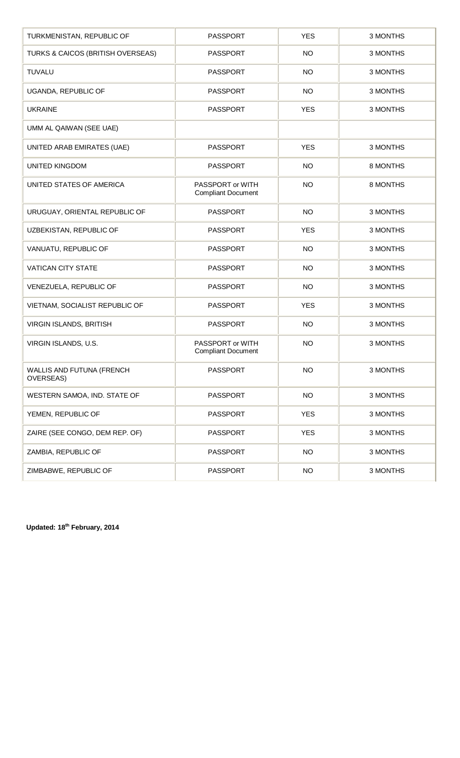| | | | |
|---|---|---|---|
| TURKMENISTAN, REPUBLIC OF | PASSPORT | YES | 3 MONTHS |
| TURKS & CAICOS (BRITISH OVERSEAS) | PASSPORT | NO | 3 MONTHS |
| TUVALU | PASSPORT | NO | 3 MONTHS |
| UGANDA, REPUBLIC OF | PASSPORT | NO | 3 MONTHS |
| UKRAINE | PASSPORT | YES | 3 MONTHS |
| UMM AL QAIWAN (SEE UAE) | | | |
| UNITED ARAB EMIRATES (UAE) | PASSPORT | YES | 3 MONTHS |
| UNITED KINGDOM | PASSPORT | NO | 8 MONTHS |
| UNITED STATES OF AMERICA | PASSPORT or WITH Compliant Document | NO | 8 MONTHS |
| URUGUAY, ORIENTAL REPUBLIC OF | PASSPORT | NO | 3 MONTHS |
| UZBEKISTAN, REPUBLIC OF | PASSPORT | YES | 3 MONTHS |
| VANUATU, REPUBLIC OF | PASSPORT | NO | 3 MONTHS |
| VATICAN CITY STATE | PASSPORT | NO | 3 MONTHS |
| VENEZUELA, REPUBLIC OF | PASSPORT | NO | 3 MONTHS |
| VIETNAM, SOCIALIST REPUBLIC OF | PASSPORT | YES | 3 MONTHS |
| VIRGIN ISLANDS, BRITISH | PASSPORT | NO | 3 MONTHS |
| VIRGIN ISLANDS, U.S. | PASSPORT or WITH Compliant Document | NO | 3 MONTHS |
| WALLIS AND FUTUNA (FRENCH OVERSEAS) | PASSPORT | NO | 3 MONTHS |
| WESTERN SAMOA, IND. STATE OF | PASSPORT | NO | 3 MONTHS |
| YEMEN, REPUBLIC OF | PASSPORT | YES | 3 MONTHS |
| ZAIRE (SEE CONGO, DEM REP. OF) | PASSPORT | YES | 3 MONTHS |
| ZAMBIA, REPUBLIC OF | PASSPORT | NO | 3 MONTHS |
| ZIMBABWE, REPUBLIC OF | PASSPORT | NO | 3 MONTHS |

**Updated: 18th February, 2014**